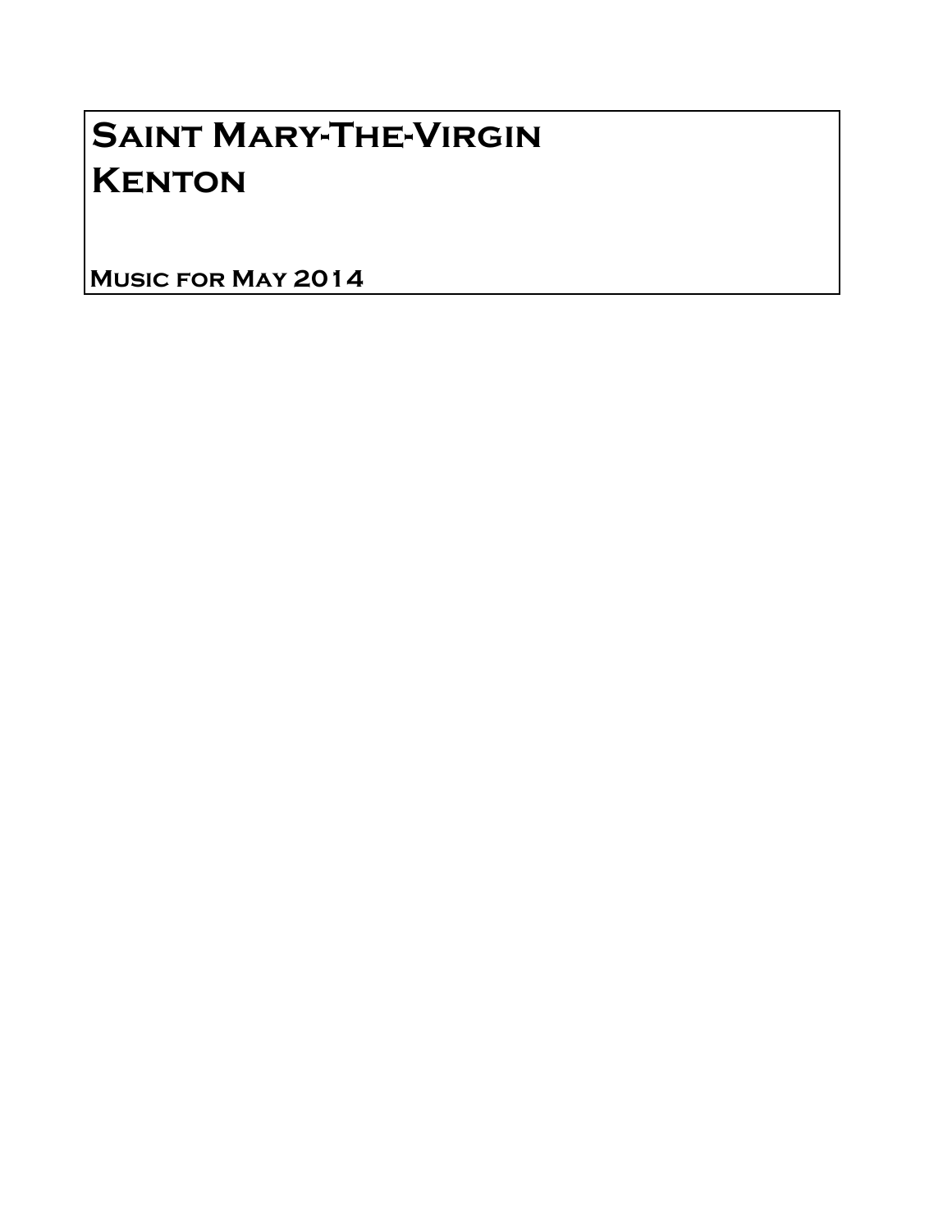# Saint Mary-The-Virgin
# Kenton

**Music for May 2014**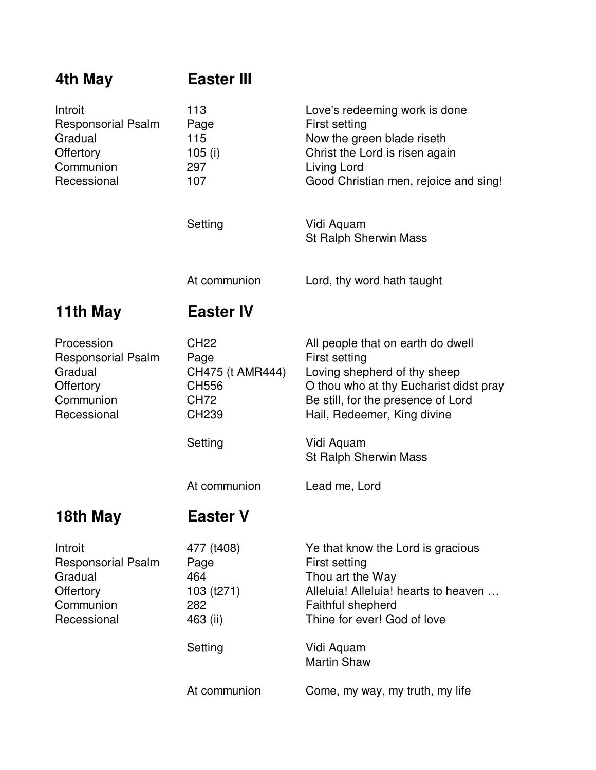## 4th May — Easter III

| | | |
|---|---|---|
| Introit | 113 | Love's redeeming work is done |
| Responsorial Psalm | Page | First setting |
| Gradual | 115 | Now the green blade riseth |
| Offertory | 105 (i) | Christ the Lord is risen again |
| Communion | 297 | Living Lord |
| Recessional | 107 | Good Christian men, rejoice and sing! |
| | Setting | Vidi Aquam<br>St Ralph Sherwin Mass |
| | At communion | Lord, thy word hath taught |

## 11th May — Easter IV

| | | |
|---|---|---|
| Procession | CH22 | All people that on earth do dwell |
| Responsorial Psalm | Page | First setting |
| Gradual | CH475 (t AMR444) | Loving shepherd of thy sheep |
| Offertory | CH556 | O thou who at thy Eucharist didst pray |
| Communion | CH72 | Be still, for the presence of Lord |
| Recessional | CH239 | Hail, Redeemer, King divine |
| | Setting | Vidi Aquam<br>St Ralph Sherwin Mass |
| | At communion | Lead me, Lord |

## 18th May — Easter V

| | | |
|---|---|---|
| Introit | 477 (t408) | Ye that know the Lord is gracious |
| Responsorial Psalm | Page | First setting |
| Gradual | 464 | Thou art the Way |
| Offertory | 103 (t271) | Alleluia! Alleluia! hearts to heaven … |
| Communion | 282 | Faithful shepherd |
| Recessional | 463 (ii) | Thine for ever! God of love |
| | Setting | Vidi Aquam<br>Martin Shaw |
| | At communion | Come, my way, my truth, my life |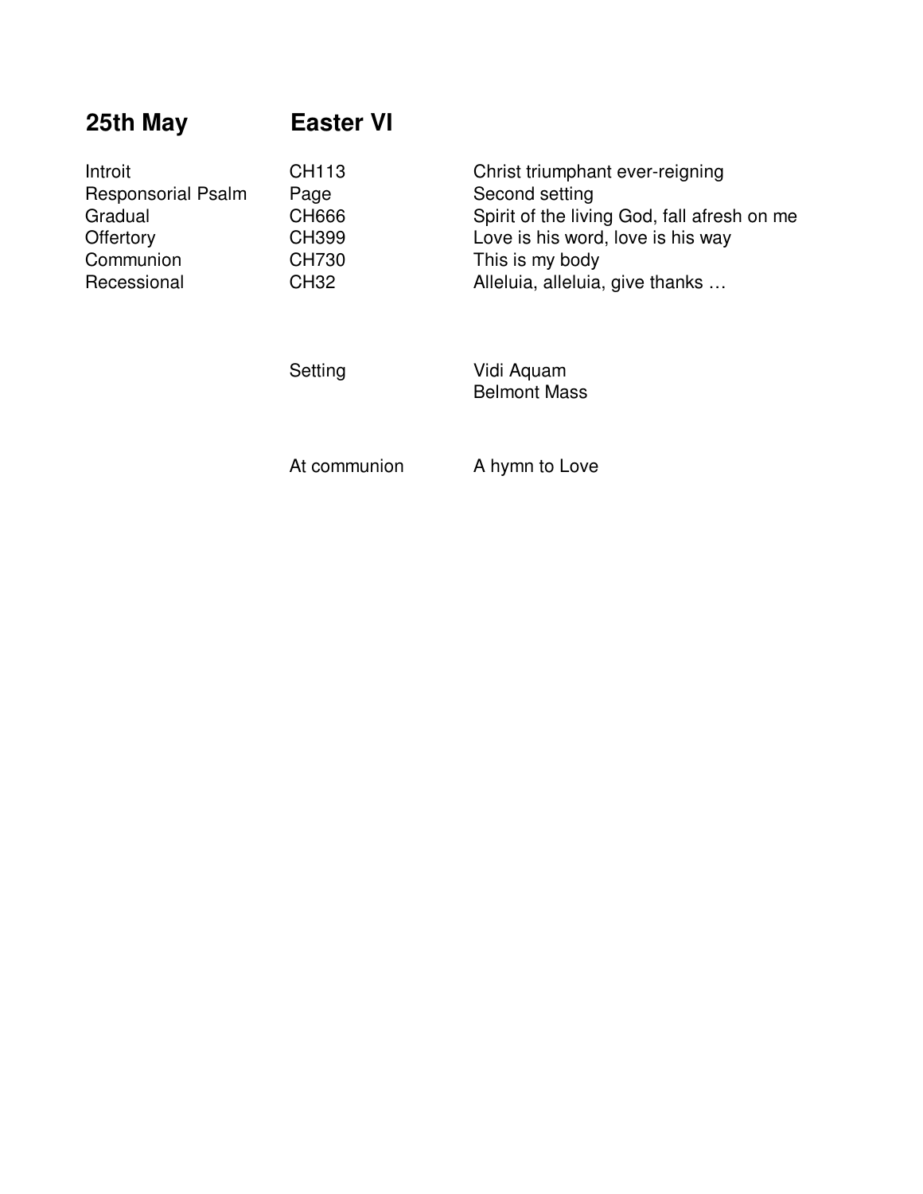## 25th May Easter VI

| | | |
|---|---|---|
| Introit | CH113 | Christ triumphant ever-reigning |
| Responsorial Psalm | Page | Second setting |
| Gradual | CH666 | Spirit of the living God, fall afresh on me |
| Offertory | CH399 | Love is his word, love is his way |
| Communion | CH730 | This is my body |
| Recessional | CH32 | Alleluia, alleluia, give thanks … |

| | | |
|---|---|---|
| | Setting | Vidi Aquam<br>Belmont Mass |
| | At communion | A hymn to Love |